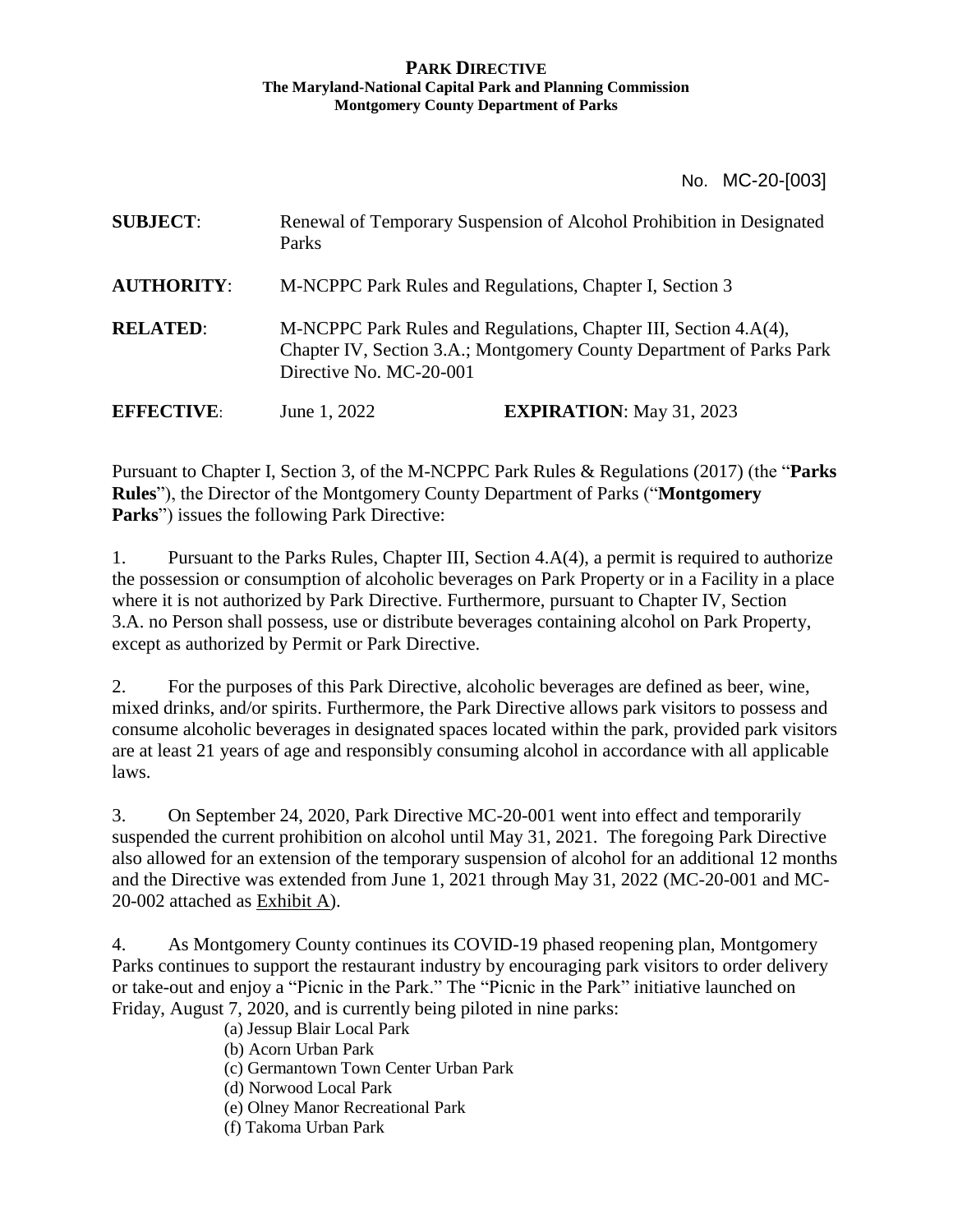**PARK DIRECTIVE**
**The Maryland-National Capital Park and Planning Commission**
**Montgomery County Department of Parks**

No. MC-20-[003]

**SUBJECT**: Renewal of Temporary Suspension of Alcohol Prohibition in Designated Parks

**AUTHORITY**: M-NCPPC Park Rules and Regulations, Chapter I, Section 3

**RELATED**: M-NCPPC Park Rules and Regulations, Chapter III, Section 4.A(4), Chapter IV, Section 3.A.; Montgomery County Department of Parks Park Directive No. MC-20-001

**EFFECTIVE**: June 1, 2022 **EXPIRATION**: May 31, 2023

Pursuant to Chapter I, Section 3, of the M-NCPPC Park Rules & Regulations (2017) (the "**Parks Rules**"), the Director of the Montgomery County Department of Parks ("**Montgomery Parks**") issues the following Park Directive:

1. Pursuant to the Parks Rules, Chapter III, Section 4.A(4), a permit is required to authorize the possession or consumption of alcoholic beverages on Park Property or in a Facility in a place where it is not authorized by Park Directive. Furthermore, pursuant to Chapter IV, Section 3.A. no Person shall possess, use or distribute beverages containing alcohol on Park Property, except as authorized by Permit or Park Directive.

2. For the purposes of this Park Directive, alcoholic beverages are defined as beer, wine, mixed drinks, and/or spirits. Furthermore, the Park Directive allows park visitors to possess and consume alcoholic beverages in designated spaces located within the park, provided park visitors are at least 21 years of age and responsibly consuming alcohol in accordance with all applicable laws.

3. On September 24, 2020, Park Directive MC-20-001 went into effect and temporarily suspended the current prohibition on alcohol until May 31, 2021. The foregoing Park Directive also allowed for an extension of the temporary suspension of alcohol for an additional 12 months and the Directive was extended from June 1, 2021 through May 31, 2022 (MC-20-001 and MC-20-002 attached as Exhibit A).

4. As Montgomery County continues its COVID-19 phased reopening plan, Montgomery Parks continues to support the restaurant industry by encouraging park visitors to order delivery or take-out and enjoy a "Picnic in the Park." The "Picnic in the Park" initiative launched on Friday, August 7, 2020, and is currently being piloted in nine parks:

(a) Jessup Blair Local Park
(b) Acorn Urban Park
(c) Germantown Town Center Urban Park
(d) Norwood Local Park
(e) Olney Manor Recreational Park
(f) Takoma Urban Park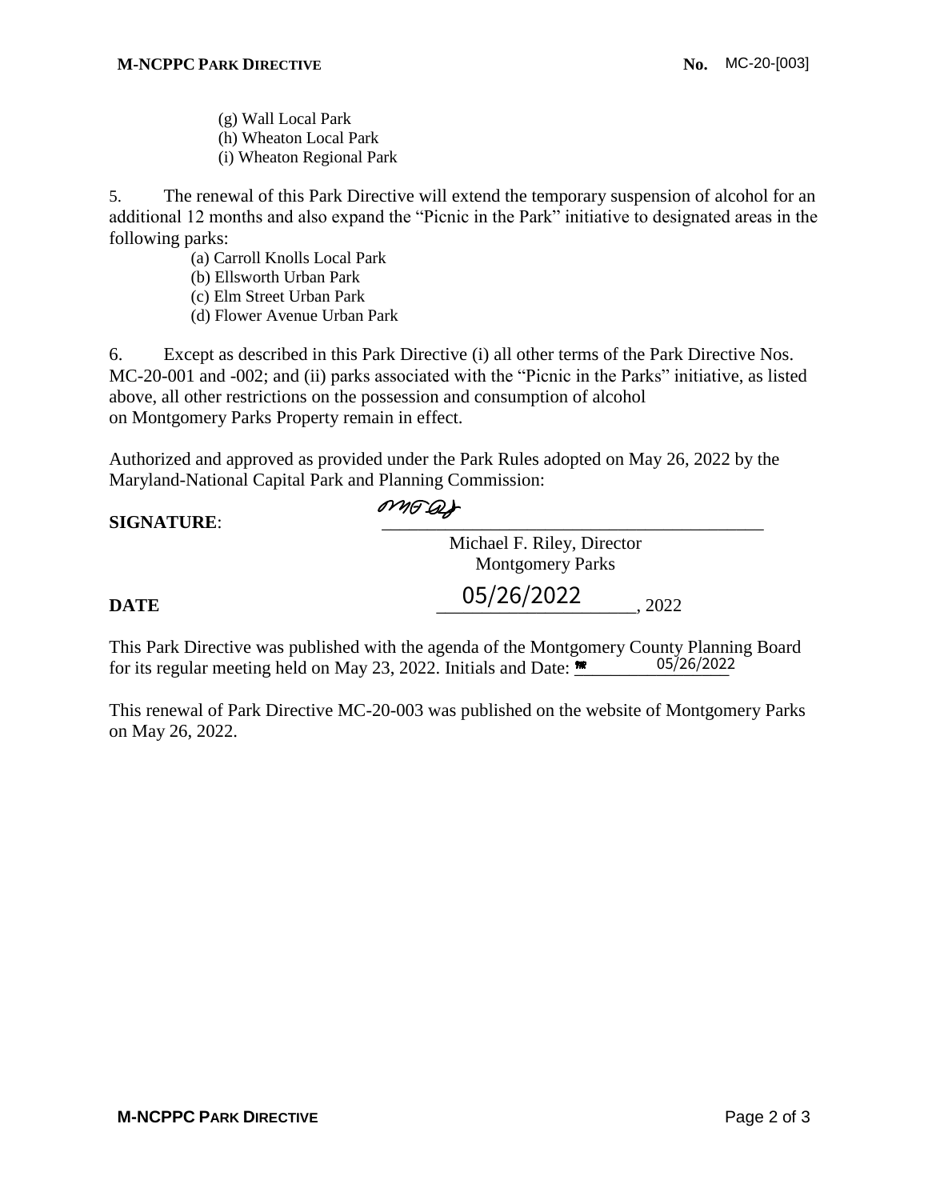(g) Wall Local Park
(h) Wheaton Local Park
(i) Wheaton Regional Park

5. The renewal of this Park Directive will extend the temporary suspension of alcohol for an additional 12 months and also expand the "Picnic in the Park" initiative to designated areas in the following parks:

(a) Carroll Knolls Local Park
(b) Ellsworth Urban Park
(c) Elm Street Urban Park
(d) Flower Avenue Urban Park

6. Except as described in this Park Directive (i) all other terms of the Park Directive Nos. MC-20-001 and -002; and (ii) parks associated with the "Picnic in the Parks" initiative, as listed above, all other restrictions on the possession and consumption of alcohol on Montgomery Parks Property remain in effect.

Authorized and approved as provided under the Park Rules adopted on May 26, 2022 by the Maryland-National Capital Park and Planning Commission:

**SIGNATURE**: ______________________________
Michael F. Riley, Director
Montgomery Parks

**DATE** 05/26/2022, 2022

This Park Directive was published with the agenda of the Montgomery County Planning Board for its regular meeting held on May 23, 2022. Initials and Date: 05/26/2022

This renewal of Park Directive MC-20-003 was published on the website of Montgomery Parks on May 26, 2022.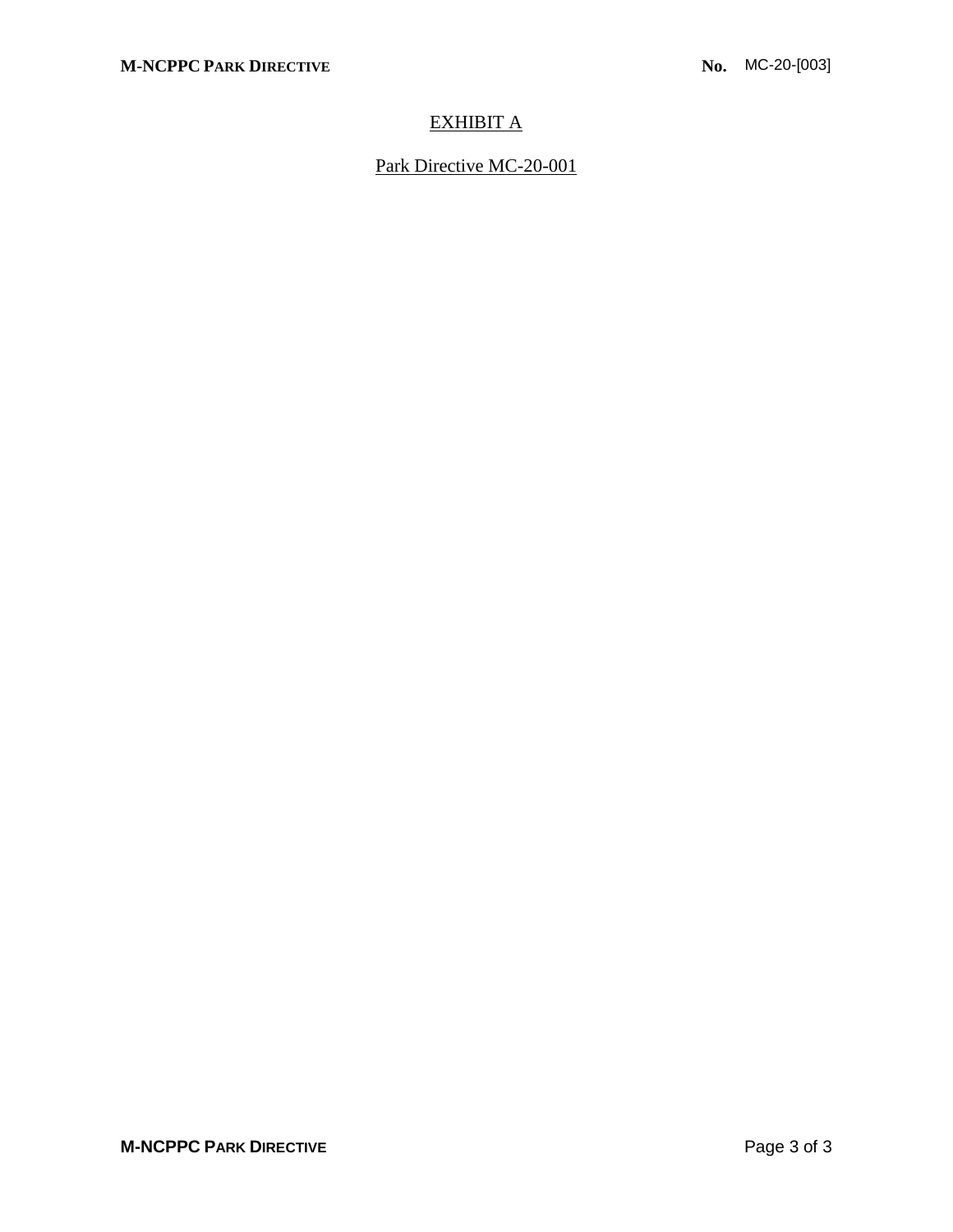# EXHIBIT A

## Park Directive MC-20-001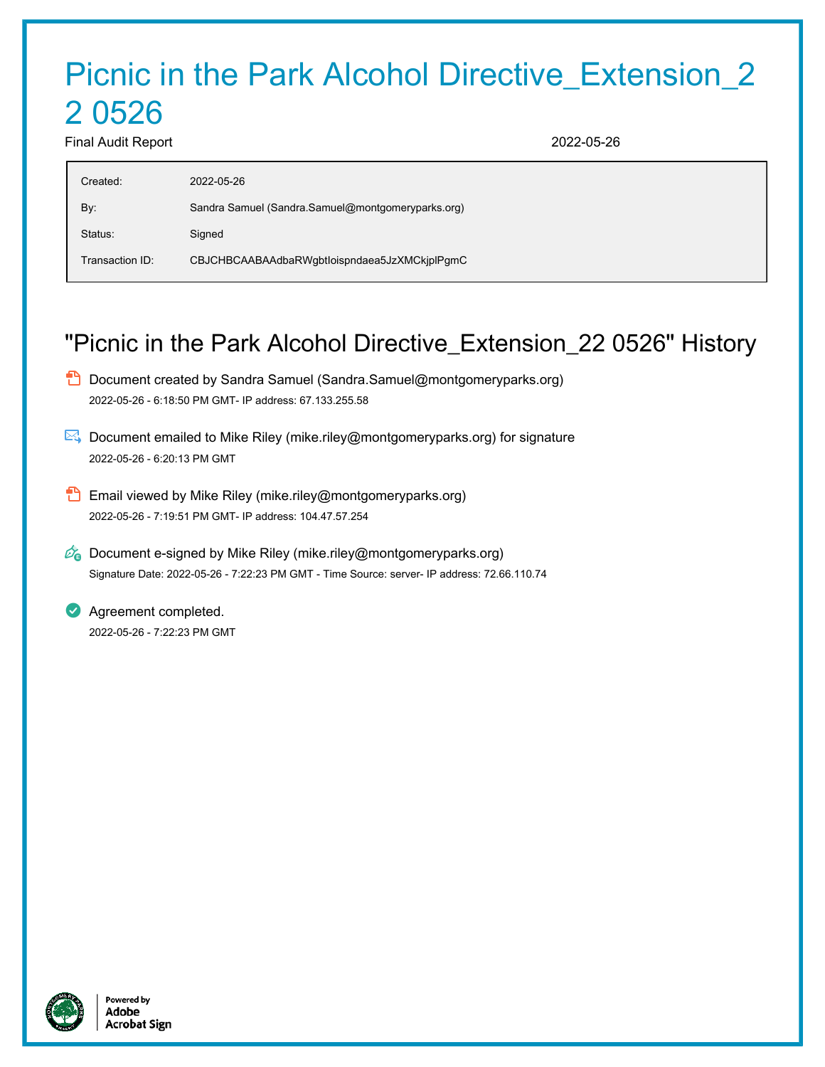# Picnic in the Park Alcohol Directive_Extension_22 0526

Final Audit Report 2022-05-26

| | |
|---|---|
| Created: | 2022-05-26 |
| By: | Sandra Samuel (Sandra.Samuel@montgomeryparks.org) |
| Status: | Signed |
| Transaction ID: | CBJCHBCAABAAdbaRWgbtIoispndaea5JzXMCkjplPgmC |

## "Picnic in the Park Alcohol Directive_Extension_22 0526" History

- Document created by Sandra Samuel (Sandra.Samuel@montgomeryparks.org)
  2022-05-26 - 6:18:50 PM GMT- IP address: 67.133.255.58

- Document emailed to Mike Riley (mike.riley@montgomeryparks.org) for signature
  2022-05-26 - 6:20:13 PM GMT

- Email viewed by Mike Riley (mike.riley@montgomeryparks.org)
  2022-05-26 - 7:19:51 PM GMT- IP address: 104.47.57.254

- Document e-signed by Mike Riley (mike.riley@montgomeryparks.org)
  Signature Date: 2022-05-26 - 7:22:23 PM GMT - Time Source: server- IP address: 72.66.110.74

- Agreement completed.
  2022-05-26 - 7:22:23 PM GMT

Powered by Adobe Acrobat Sign